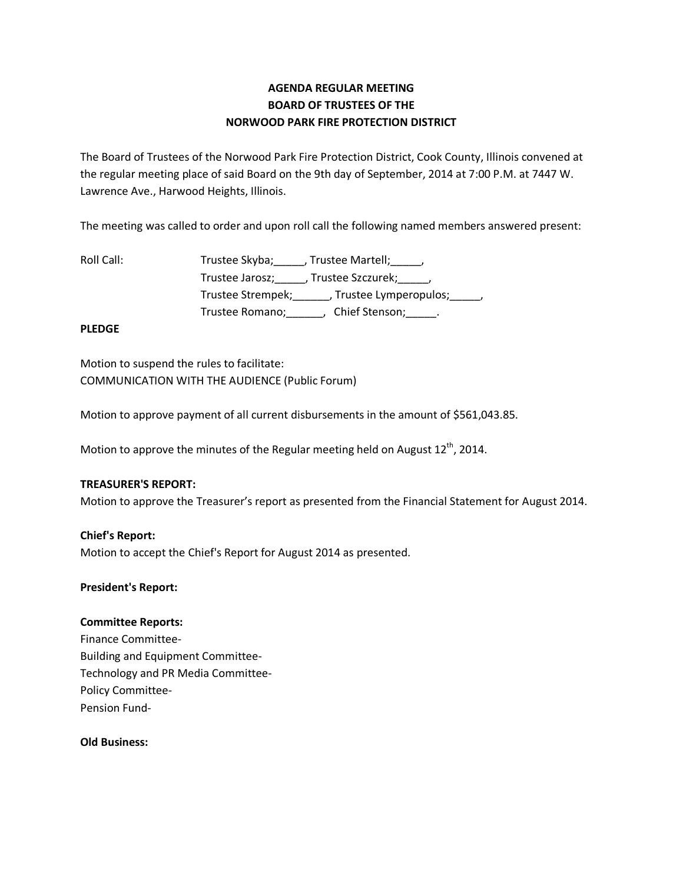# AGENDA REGULAR MEETING
# BOARD OF TRUSTEES OF THE
# NORWOOD PARK FIRE PROTECTION DISTRICT

The Board of Trustees of the Norwood Park Fire Protection District, Cook County, Illinois convened at the regular meeting place of said Board on the 9th day of September, 2014 at 7:00 P.M. at 7447 W. Lawrence Ave., Harwood Heights, Illinois.

The meeting was called to order and upon roll call the following named members answered present:

Roll Call: Trustee Skyba;_____, Trustee Martell;_____,
Trustee Jarosz;_____, Trustee Szczurek;_____,
Trustee Strempek;______, Trustee Lymperopulos;_____,
Trustee Romano;______, Chief Stenson;_____.

**PLEDGE**

Motion to suspend the rules to facilitate:
COMMUNICATION WITH THE AUDIENCE (Public Forum)

Motion to approve payment of all current disbursements in the amount of $561,043.85.

Motion to approve the minutes of the Regular meeting held on August 12th, 2014.

**TREASURER'S REPORT:**
Motion to approve the Treasurer's report as presented from the Financial Statement for August 2014.

**Chief's Report:**
Motion to accept the Chief's Report for August 2014 as presented.

**President's Report:**

**Committee Reports:**
Finance Committee-
Building and Equipment Committee-
Technology and PR Media Committee-
Policy Committee-
Pension Fund-

**Old Business:**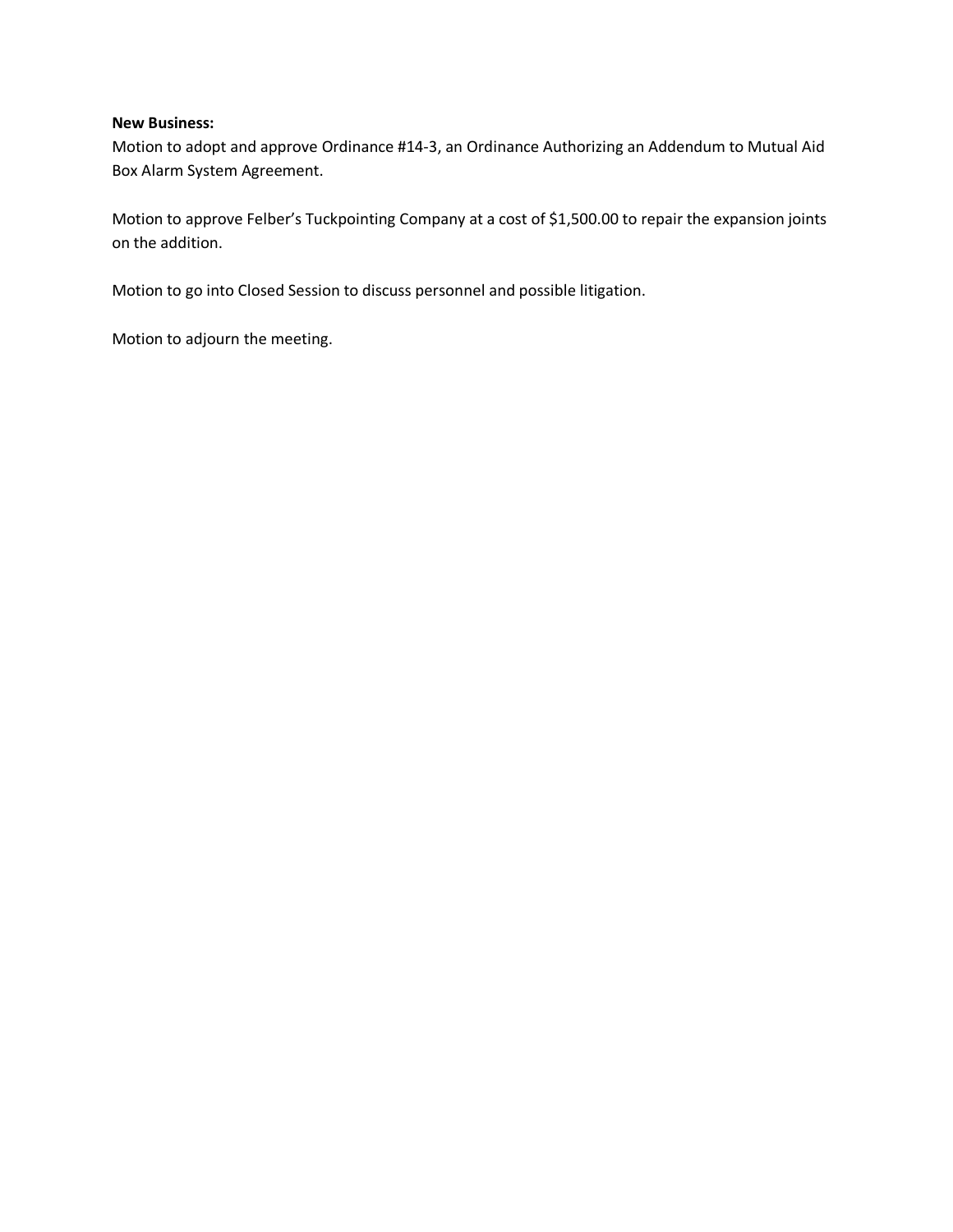**New Business:**

Motion to adopt and approve Ordinance #14-3, an Ordinance Authorizing an Addendum to Mutual Aid Box Alarm System Agreement.

Motion to approve Felber's Tuckpointing Company at a cost of $1,500.00 to repair the expansion joints on the addition.

Motion to go into Closed Session to discuss personnel and possible litigation.

Motion to adjourn the meeting.